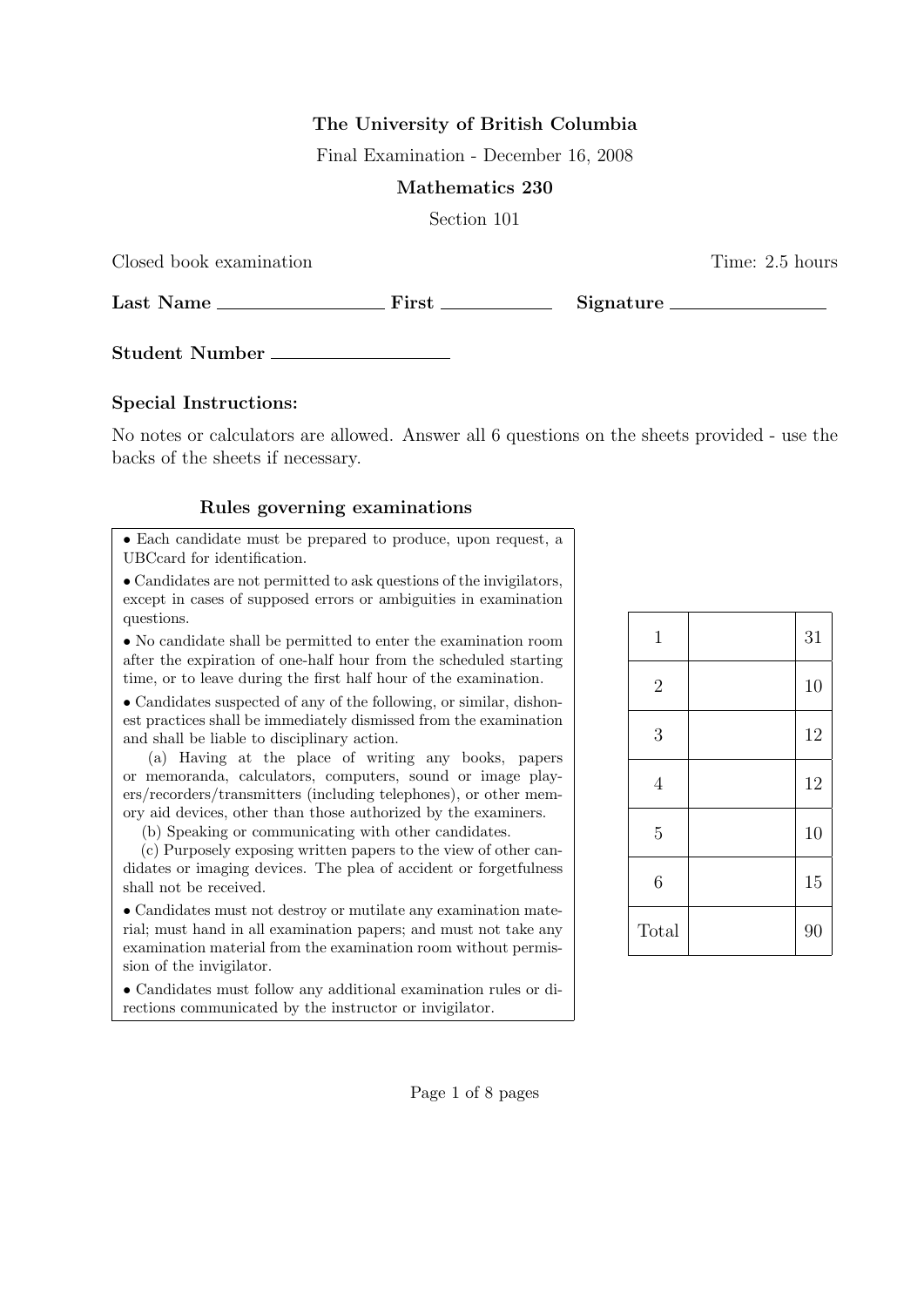**The University of British Columbia**

Final Examination - December 16, 2008

**Mathematics 230**

Section 101

Closed book examination Time: 2.5 hours

**Last Name** \_\_\_\_\_\_\_\_\_\_\_\_\_\_\_\_ **First** \_\_\_\_\_\_\_\_\_\_ **Signature** \_\_\_\_\_\_\_\_\_\_\_\_\_\_\_\_

**Student Number** \_\_\_\_\_\_\_\_\_\_\_\_\_\_\_\_

**Special Instructions:**

No notes or calculators are allowed. Answer all 6 questions on the sheets provided - use the backs of the sheets if necessary.

**Rules governing examinations**

- Each candidate must be prepared to produce, upon request, a UBCcard for identification.
- Candidates are not permitted to ask questions of the invigilators, except in cases of supposed errors or ambiguities in examination questions.
- No candidate shall be permitted to enter the examination room after the expiration of one-half hour from the scheduled starting time, or to leave during the first half hour of the examination.
- Candidates suspected of any of the following, or similar, dishonest practices shall be immediately dismissed from the examination and shall be liable to disciplinary action.
  (a) Having at the place of writing any books, papers or memoranda, calculators, computers, sound or image players/recorders/transmitters (including telephones), or other memory aid devices, other than those authorized by the examiners.
  (b) Speaking or communicating with other candidates.
  (c) Purposely exposing written papers to the view of other candidates or imaging devices. The plea of accident or forgetfulness shall not be received.
- Candidates must not destroy or mutilate any examination material; must hand in all examination papers; and must not take any examination material from the examination room without permission of the invigilator.
- Candidates must follow any additional examination rules or directions communicated by the instructor or invigilator.

| | | |
|---|---|---|
| 1 | | 31 |
| 2 | | 10 |
| 3 | | 12 |
| 4 | | 12 |
| 5 | | 10 |
| 6 | | 15 |
| Total | | 90 |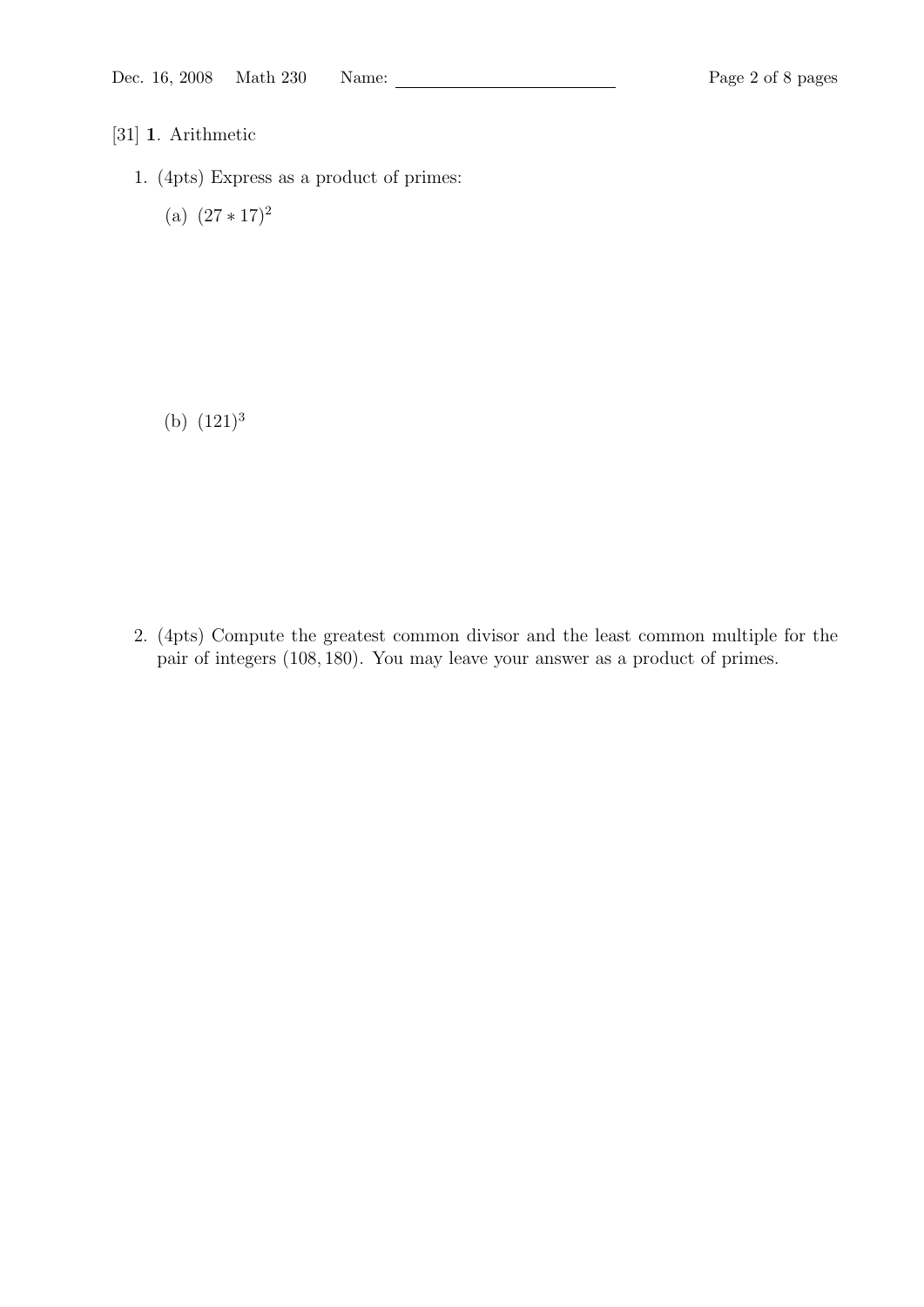[31] **1**. Arithmetic

1. (4pts) Express as a product of primes:

   (a) $(27 * 17)^2$

   (b) $(121)^3$

2. (4pts) Compute the greatest common divisor and the least common multiple for the pair of integers $(108, 180)$. You may leave your answer as a product of primes.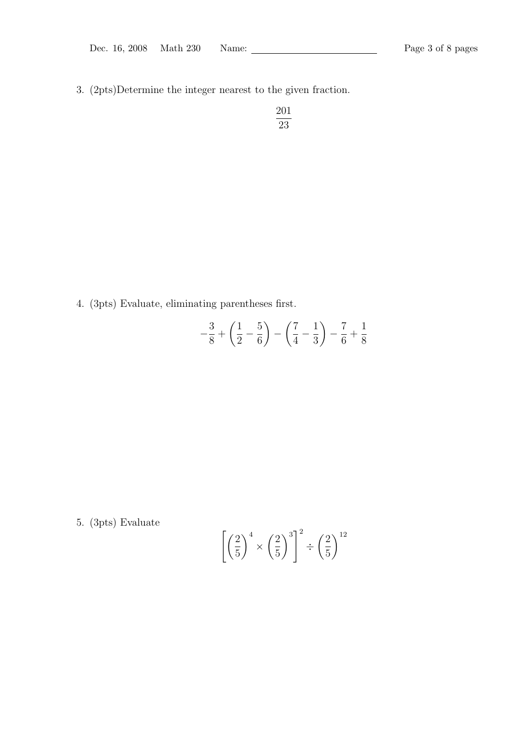3. (2pts)Determine the integer nearest to the given fraction.

$$\frac{201}{23}$$

4. (3pts) Evaluate, eliminating parentheses first.

$$-\frac{3}{8}+\left(\frac{1}{2}-\frac{5}{6}\right)-\left(\frac{7}{4}-\frac{1}{3}\right)-\frac{7}{6}+\frac{1}{8}$$

5. (3pts) Evaluate

$$\left[\left(\frac{2}{5}\right)^{4}\times\left(\frac{2}{5}\right)^{3}\right]^{2}\div\left(\frac{2}{5}\right)^{12}$$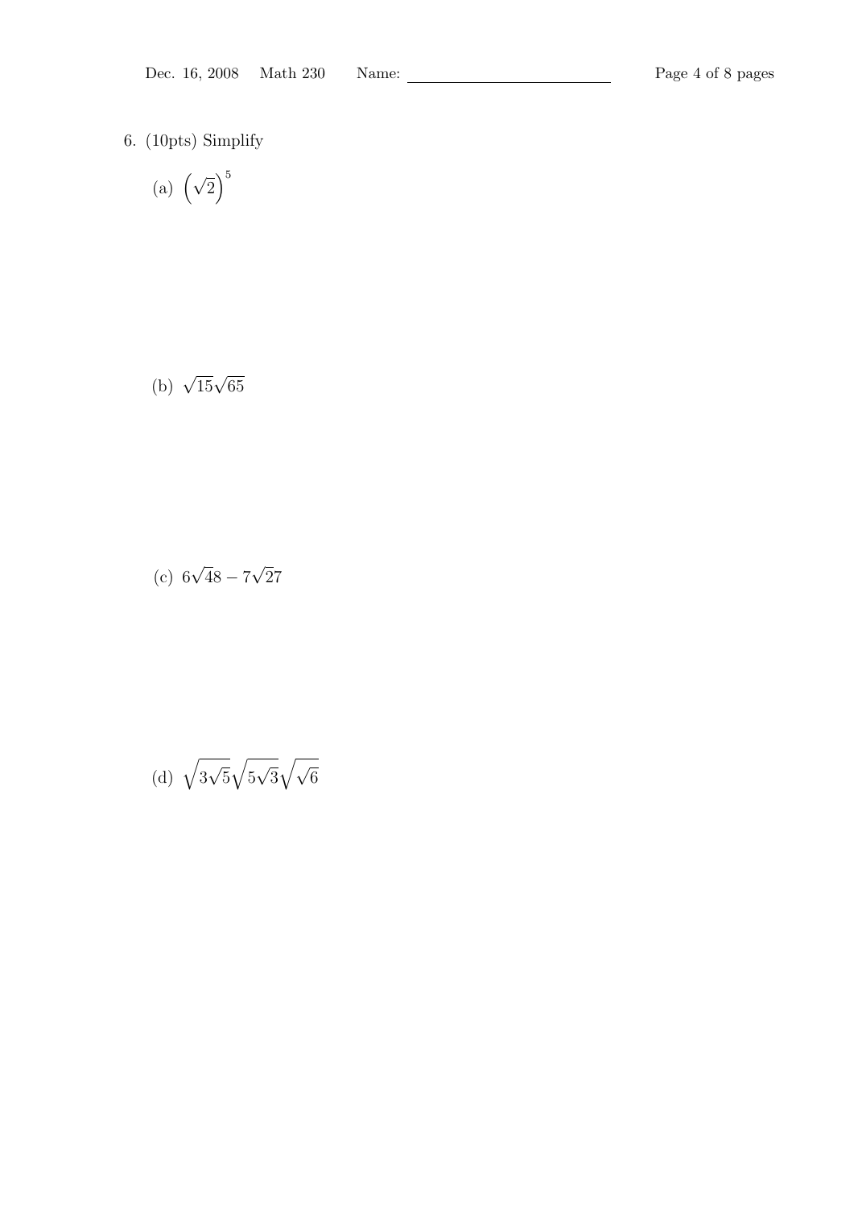6. (10pts) Simplify

(a) $\left(\sqrt{2}\right)^5$

(b) $\sqrt{15}\sqrt{65}$

(c) $6\sqrt{48} - 7\sqrt{27}$

(d) $\sqrt{3\sqrt{5}}\sqrt{5\sqrt{3}}\sqrt{\sqrt{6}}$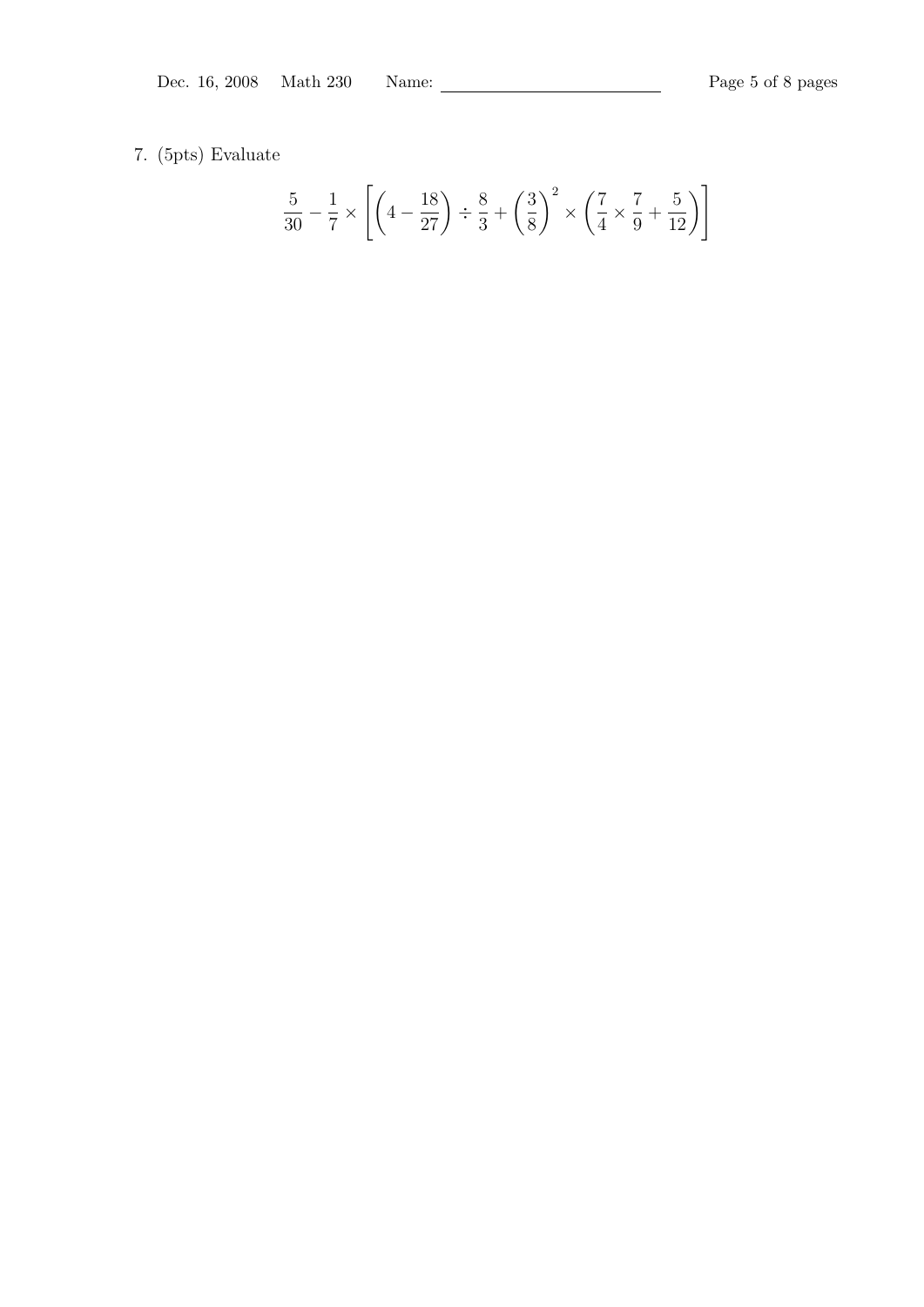7. (5pts) Evaluate

$$\frac{5}{30} - \frac{1}{7} \times \left[ \left( 4 - \frac{18}{27} \right) \div \frac{8}{3} + \left( \frac{3}{8} \right)^2 \times \left( \frac{7}{4} \times \frac{7}{9} + \frac{5}{12} \right) \right]$$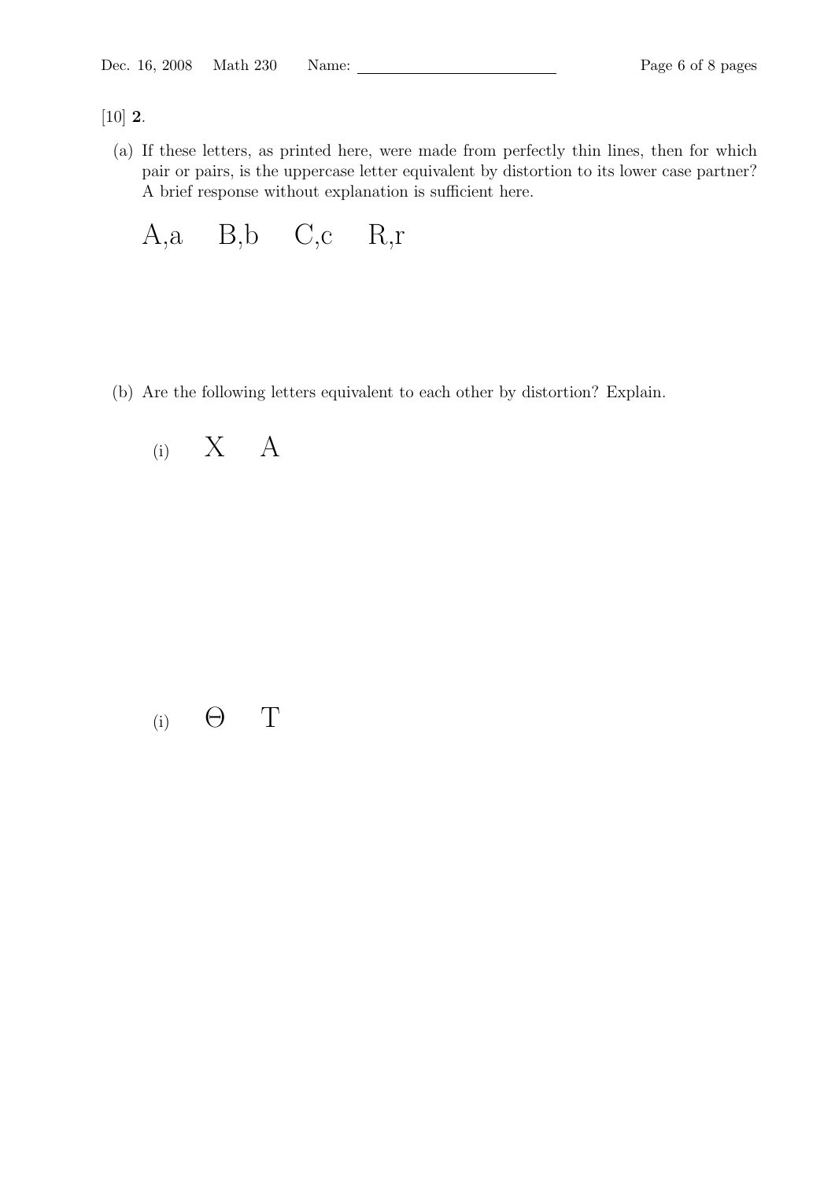[10] **2**.

(a) If these letters, as printed here, were made from perfectly thin lines, then for which pair or pairs, is the uppercase letter equivalent by distortion to its lower case partner? A brief response without explanation is sufficient here.

A,a     B,b     C,c     R,r

(b) Are the following letters equivalent to each other by distortion? Explain.

(i)     X     A

(i)     Θ     T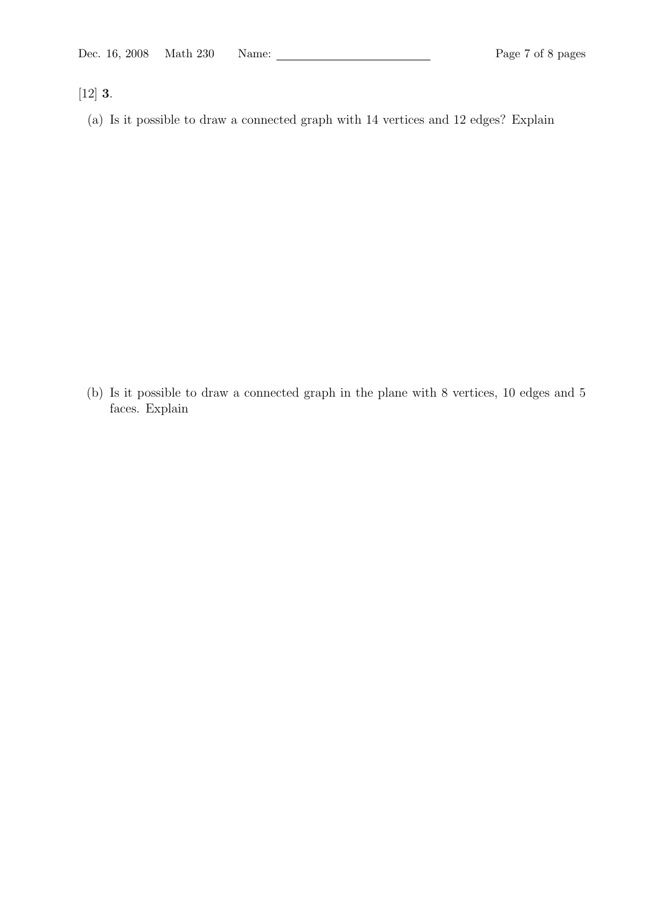[12] **3**.

(a) Is it possible to draw a connected graph with 14 vertices and 12 edges? Explain

(b) Is it possible to draw a connected graph in the plane with 8 vertices, 10 edges and 5 faces. Explain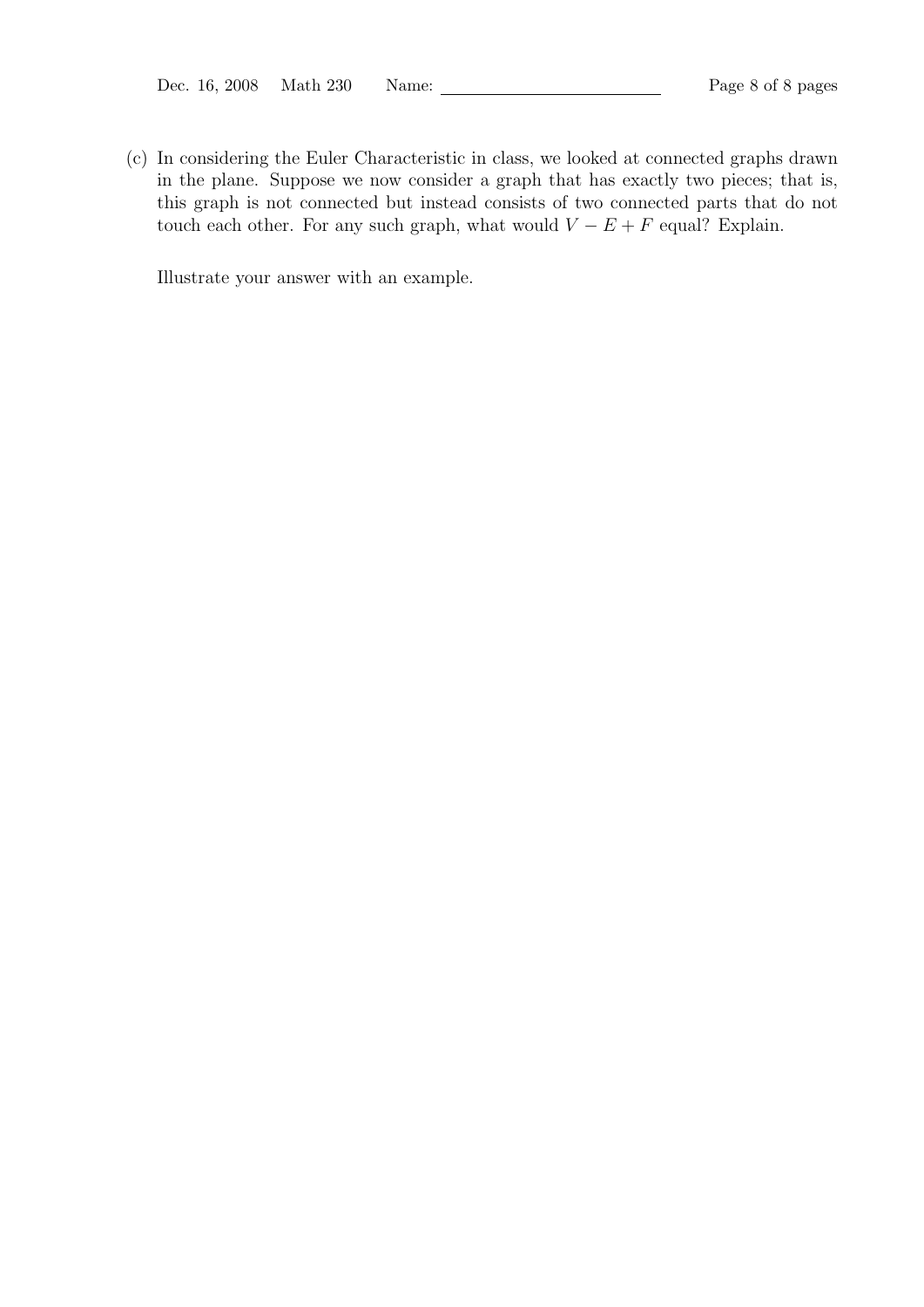(c) In considering the Euler Characteristic in class, we looked at connected graphs drawn in the plane. Suppose we now consider a graph that has exactly two pieces; that is, this graph is not connected but instead consists of two connected parts that do not touch each other. For any such graph, what would $V - E + F$ equal? Explain.

Illustrate your answer with an example.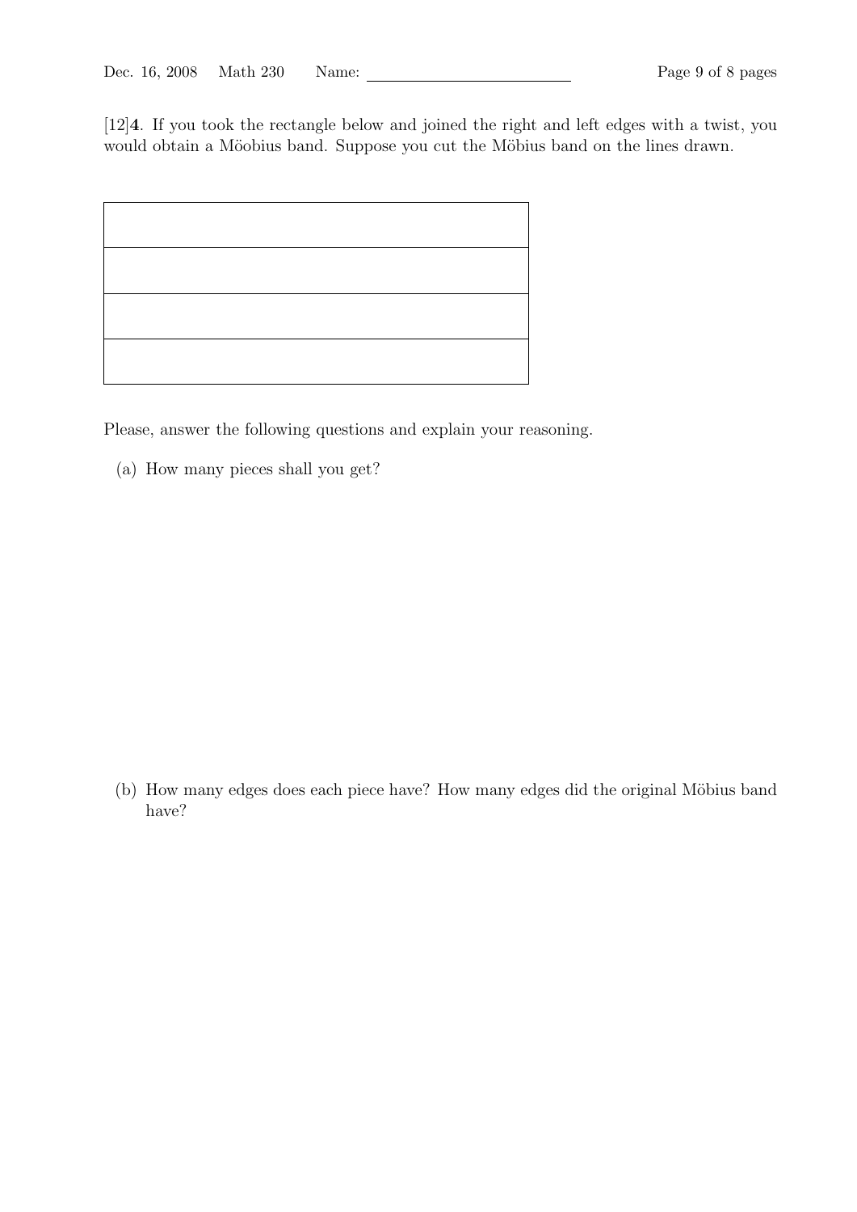[12]**4**. If you took the rectangle below and joined the right and left edges with a twist, you would obtain a Möobius band. Suppose you cut the Möbius band on the lines drawn.

|   |
|---|
|   |
|   |
|   |
|   |

Please, answer the following questions and explain your reasoning.

(a) How many pieces shall you get?

(b) How many edges does each piece have? How many edges did the original Möbius band have?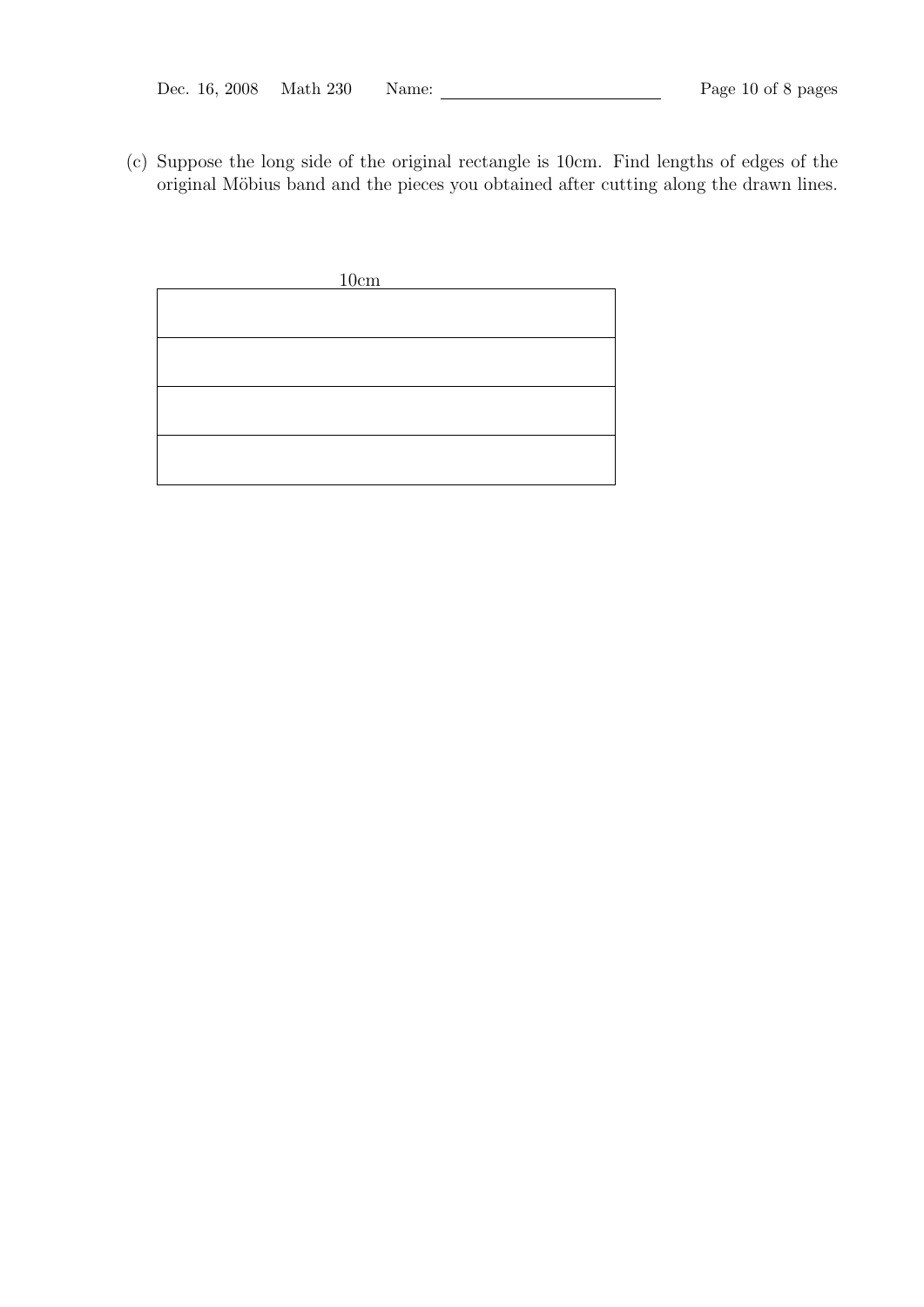(c) Suppose the long side of the original rectangle is 10cm. Find lengths of edges of the original Möbius band and the pieces you obtained after cutting along the drawn lines.

10cm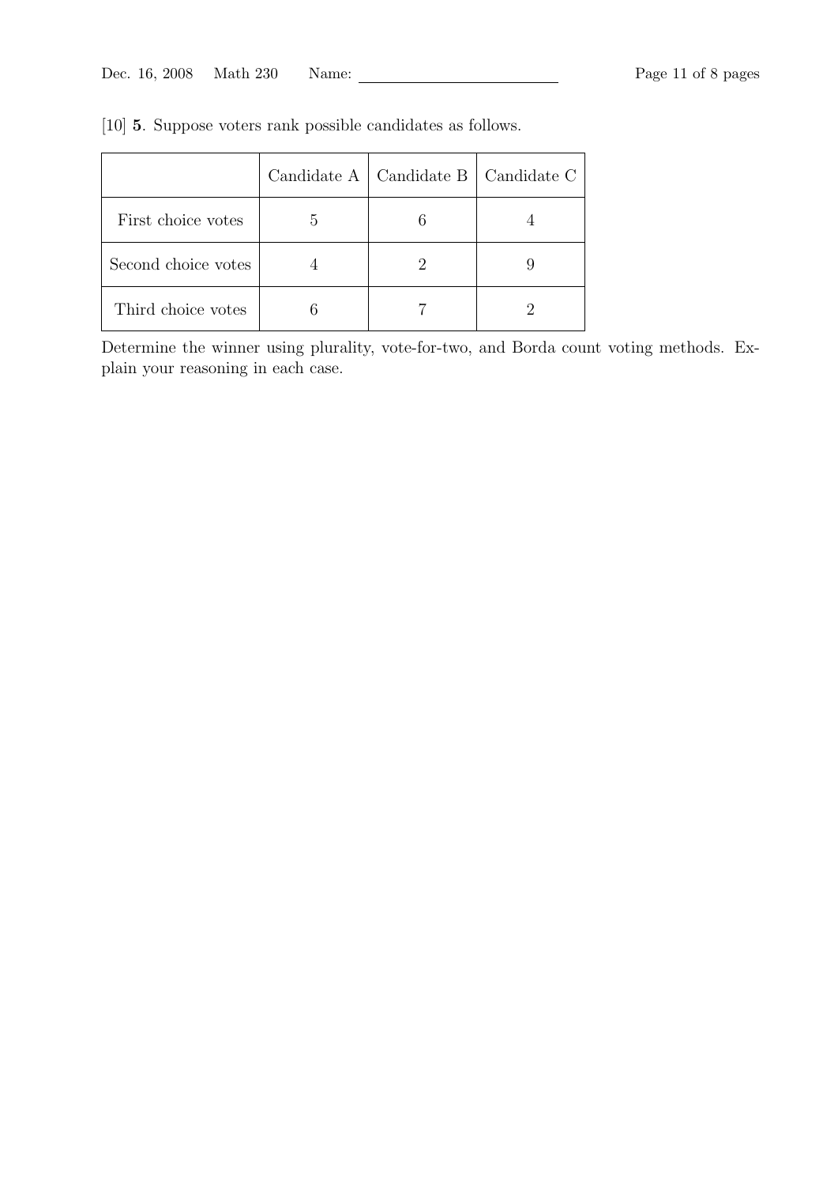[10] **5**. Suppose voters rank possible candidates as follows.

| | Candidate A | Candidate B | Candidate C |
|---|---|---|---|
| First choice votes | 5 | 6 | 4 |
| Second choice votes | 4 | 2 | 9 |
| Third choice votes | 6 | 7 | 2 |

Determine the winner using plurality, vote-for-two, and Borda count voting methods. Explain your reasoning in each case.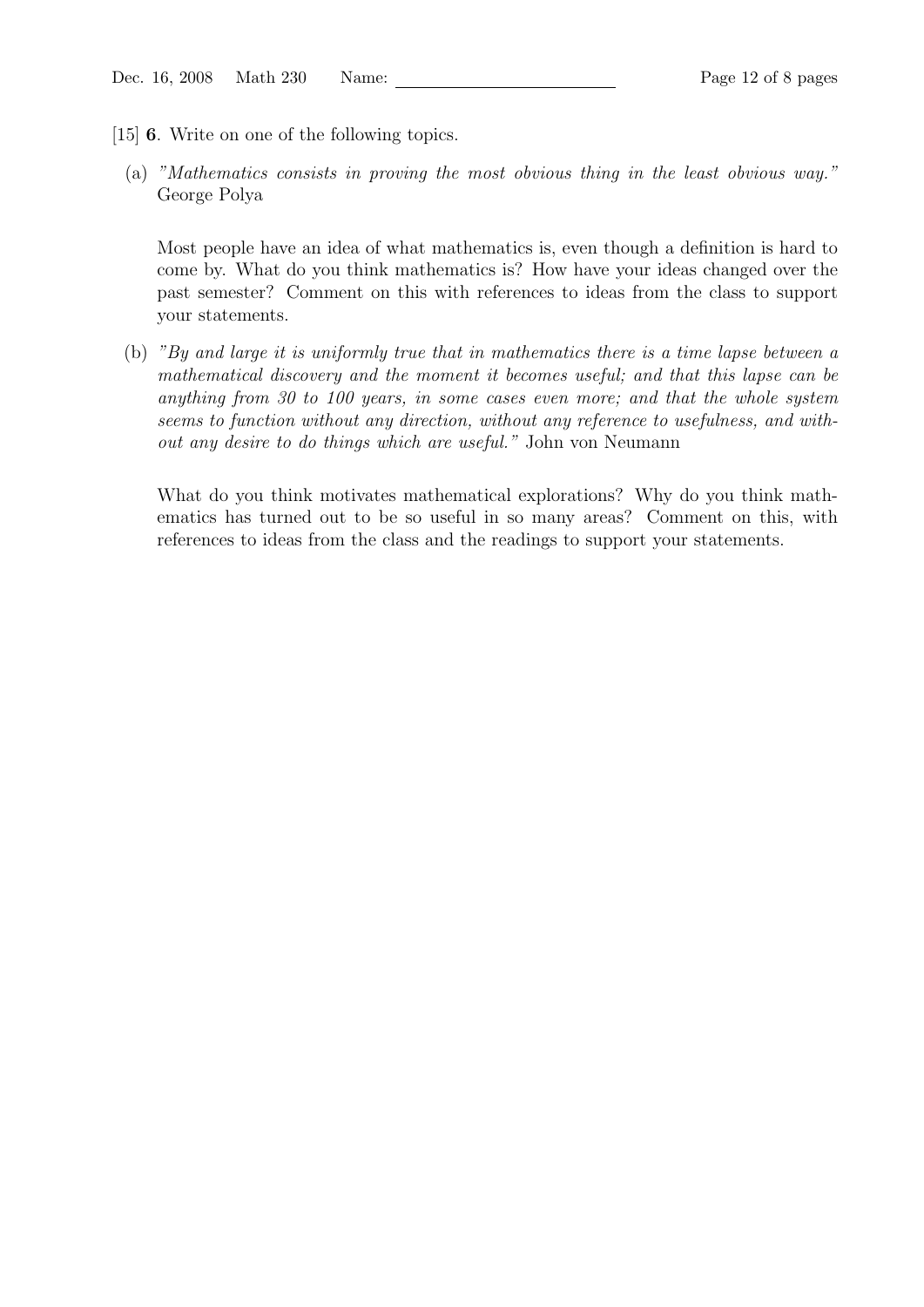[15] **6**. Write on one of the following topics.

(a) *"Mathematics consists in proving the most obvious thing in the least obvious way."* George Polya

Most people have an idea of what mathematics is, even though a definition is hard to come by. What do you think mathematics is? How have your ideas changed over the past semester? Comment on this with references to ideas from the class to support your statements.

(b) *"By and large it is uniformly true that in mathematics there is a time lapse between a mathematical discovery and the moment it becomes useful; and that this lapse can be anything from 30 to 100 years, in some cases even more; and that the whole system seems to function without any direction, without any reference to usefulness, and without any desire to do things which are useful."* John von Neumann

What do you think motivates mathematical explorations? Why do you think mathematics has turned out to be so useful in so many areas? Comment on this, with references to ideas from the class and the readings to support your statements.